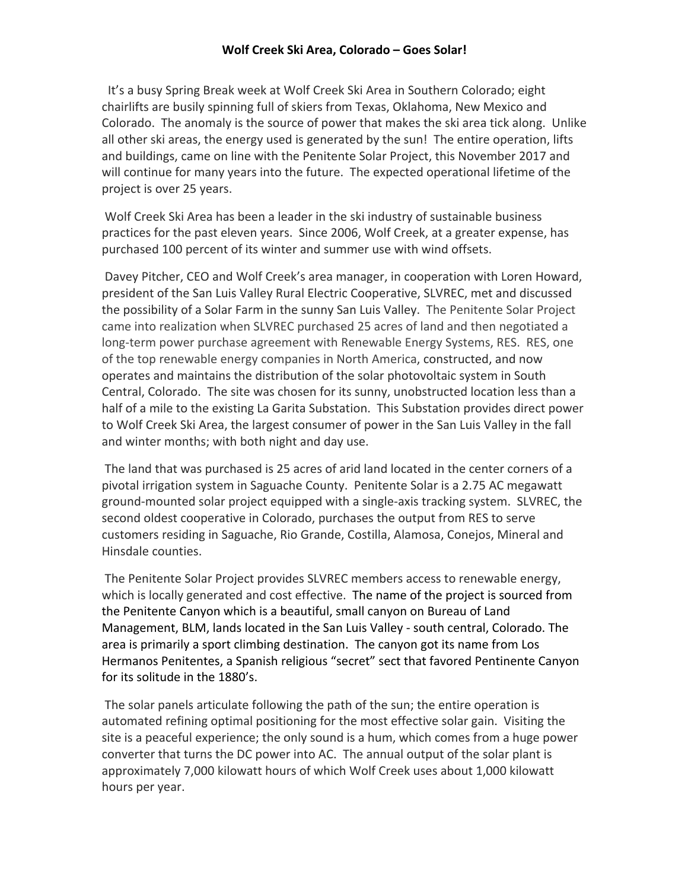**Wolf Creek Ski Area, Colorado – Goes Solar!**

It's a busy Spring Break week at Wolf Creek Ski Area in Southern Colorado; eight chairlifts are busily spinning full of skiers from Texas, Oklahoma, New Mexico and Colorado. The anomaly is the source of power that makes the ski area tick along. Unlike all other ski areas, the energy used is generated by the sun! The entire operation, lifts and buildings, came on line with the Penitente Solar Project, this November 2017 and will continue for many years into the future. The expected operational lifetime of the project is over 25 years.

Wolf Creek Ski Area has been a leader in the ski industry of sustainable business practices for the past eleven years. Since 2006, Wolf Creek, at a greater expense, has purchased 100 percent of its winter and summer use with wind offsets.

Davey Pitcher, CEO and Wolf Creek's area manager, in cooperation with Loren Howard, president of the San Luis Valley Rural Electric Cooperative, SLVREC, met and discussed the possibility of a Solar Farm in the sunny San Luis Valley. The Penitente Solar Project came into realization when SLVREC purchased 25 acres of land and then negotiated a long-term power purchase agreement with Renewable Energy Systems, RES. RES, one of the top renewable energy companies in North America, constructed, and now operates and maintains the distribution of the solar photovoltaic system in South Central, Colorado. The site was chosen for its sunny, unobstructed location less than a half of a mile to the existing La Garita Substation. This Substation provides direct power to Wolf Creek Ski Area, the largest consumer of power in the San Luis Valley in the fall and winter months; with both night and day use.

The land that was purchased is 25 acres of arid land located in the center corners of a pivotal irrigation system in Saguache County. Penitente Solar is a 2.75 AC megawatt ground-mounted solar project equipped with a single-axis tracking system. SLVREC, the second oldest cooperative in Colorado, purchases the output from RES to serve customers residing in Saguache, Rio Grande, Costilla, Alamosa, Conejos, Mineral and Hinsdale counties.

The Penitente Solar Project provides SLVREC members access to renewable energy, which is locally generated and cost effective. The name of the project is sourced from the Penitente Canyon which is a beautiful, small canyon on Bureau of Land Management, BLM, lands located in the San Luis Valley - south central, Colorado. The area is primarily a sport climbing destination. The canyon got its name from Los Hermanos Penitentes, a Spanish religious "secret" sect that favored Pentinente Canyon for its solitude in the 1880's.

The solar panels articulate following the path of the sun; the entire operation is automated refining optimal positioning for the most effective solar gain. Visiting the site is a peaceful experience; the only sound is a hum, which comes from a huge power converter that turns the DC power into AC. The annual output of the solar plant is approximately 7,000 kilowatt hours of which Wolf Creek uses about 1,000 kilowatt hours per year.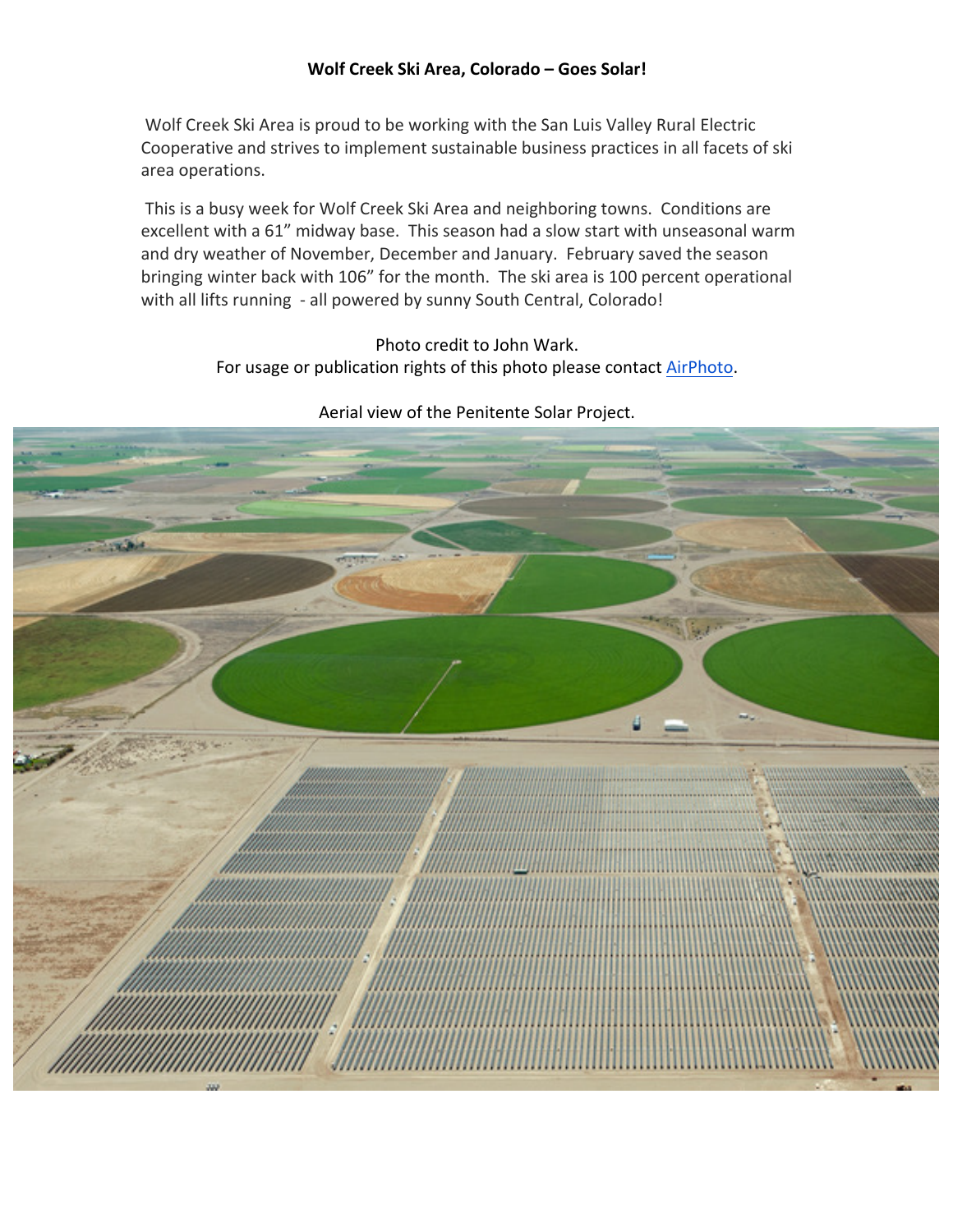**Wolf Creek Ski Area, Colorado – Goes Solar!**

Wolf Creek Ski Area is proud to be working with the San Luis Valley Rural Electric Cooperative and strives to implement sustainable business practices in all facets of ski area operations.

This is a busy week for Wolf Creek Ski Area and neighboring towns. Conditions are excellent with a 61" midway base. This season had a slow start with unseasonal warm and dry weather of November, December and January. February saved the season bringing winter back with 106" for the month. The ski area is 100 percent operational with all lifts running - all powered by sunny South Central, Colorado!

Photo credit to John Wark.
For usage or publication rights of this photo please contact AirPhoto.

Aerial view of the Penitente Solar Project.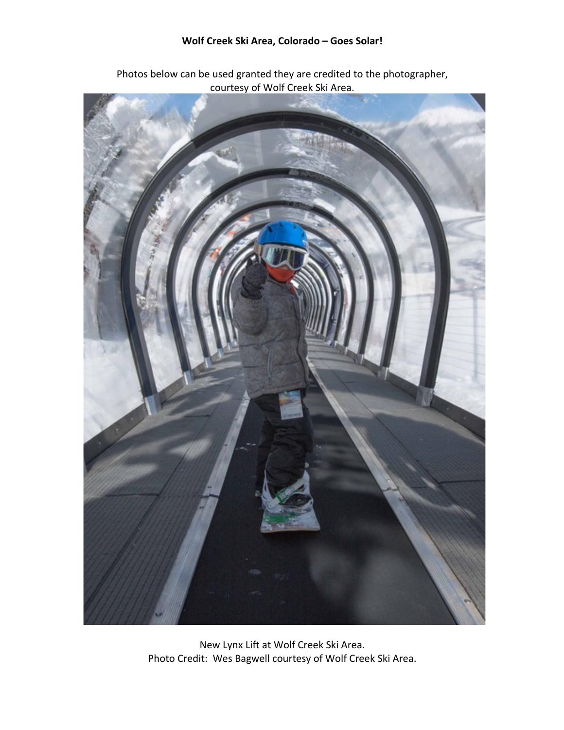**Wolf Creek Ski Area, Colorado – Goes Solar!**

Photos below can be used granted they are credited to the photographer, courtesy of Wolf Creek Ski Area.

New Lynx Lift at Wolf Creek Ski Area.
Photo Credit: Wes Bagwell courtesy of Wolf Creek Ski Area.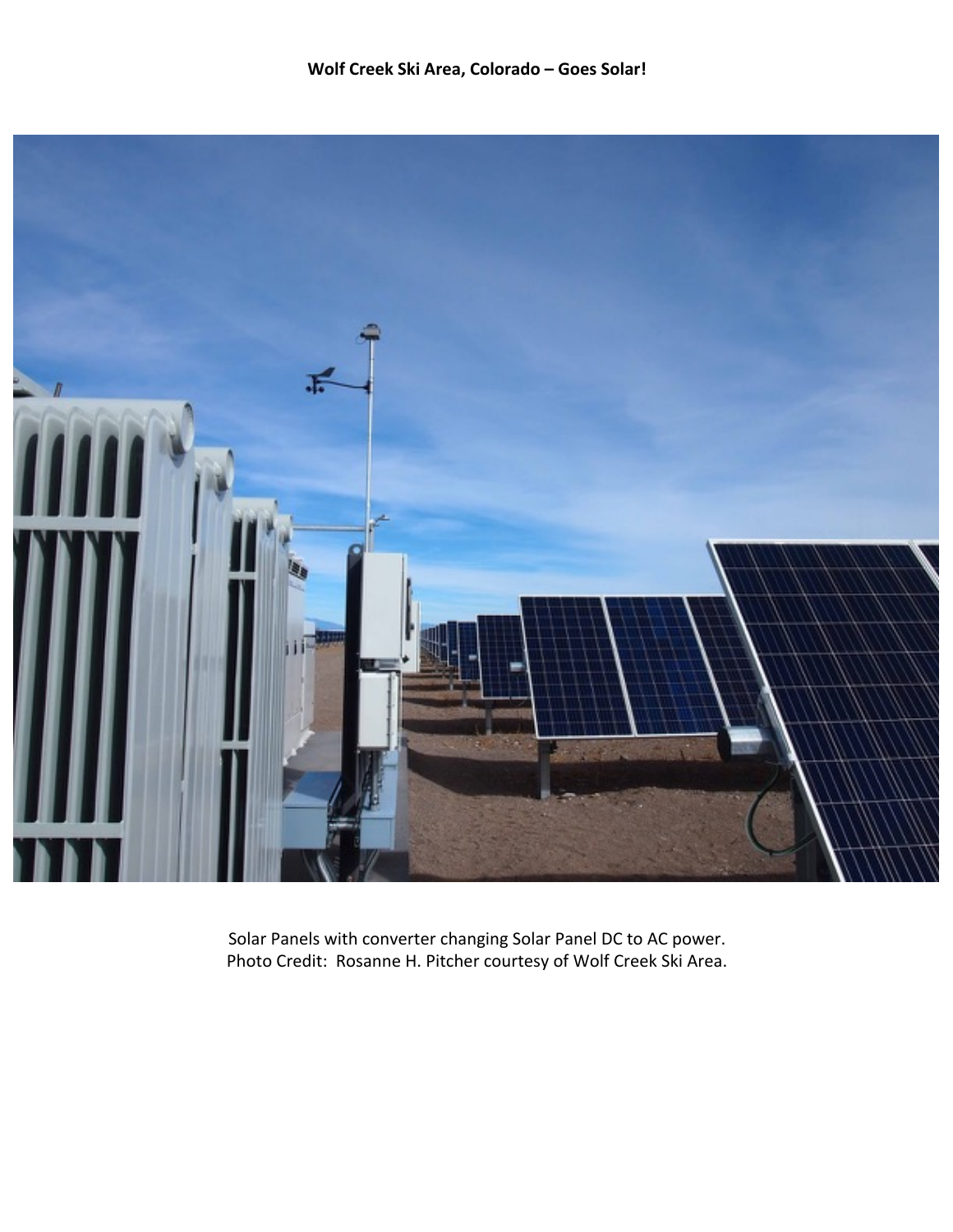**Wolf Creek Ski Area, Colorado – Goes Solar!**

Solar Panels with converter changing Solar Panel DC to AC power.
Photo Credit: Rosanne H. Pitcher courtesy of Wolf Creek Ski Area.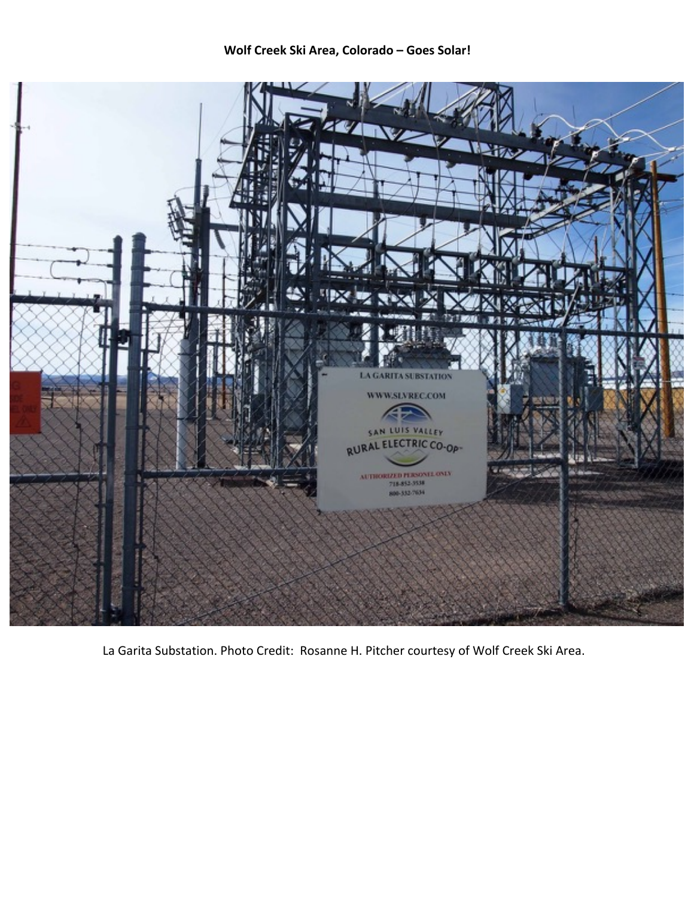**Wolf Creek Ski Area, Colorado – Goes Solar!**

La Garita Substation. Photo Credit: Rosanne H. Pitcher courtesy of Wolf Creek Ski Area.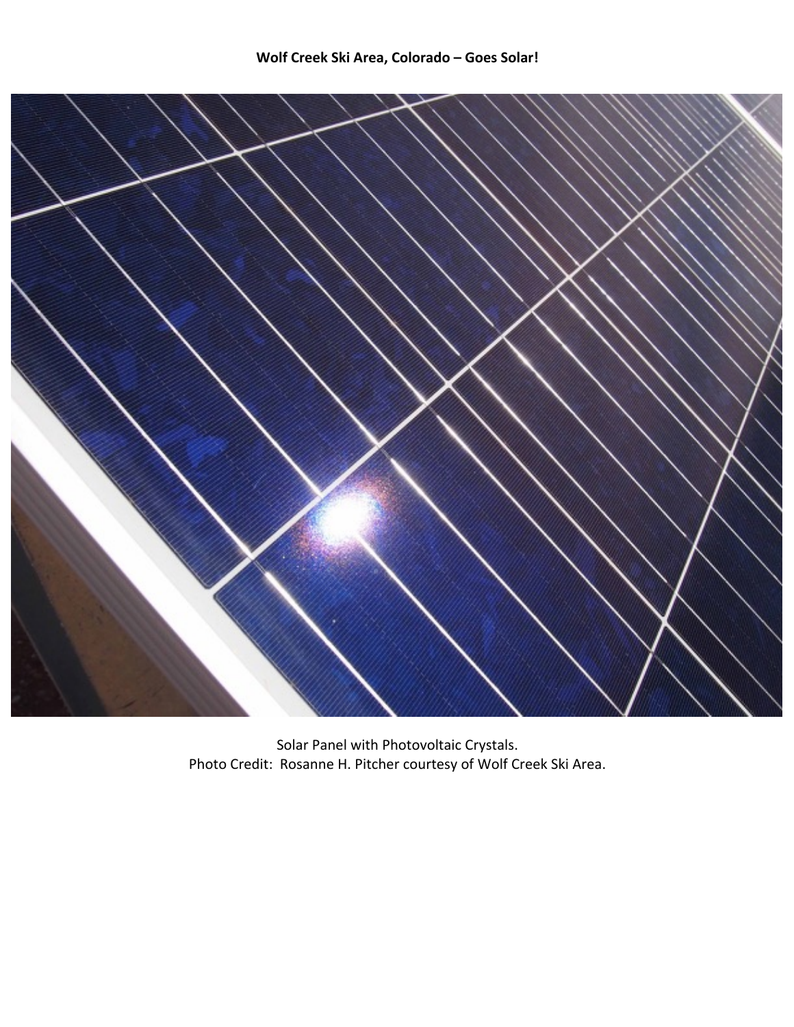**Wolf Creek Ski Area, Colorado – Goes Solar!**

Solar Panel with Photovoltaic Crystals.
Photo Credit: Rosanne H. Pitcher courtesy of Wolf Creek Ski Area.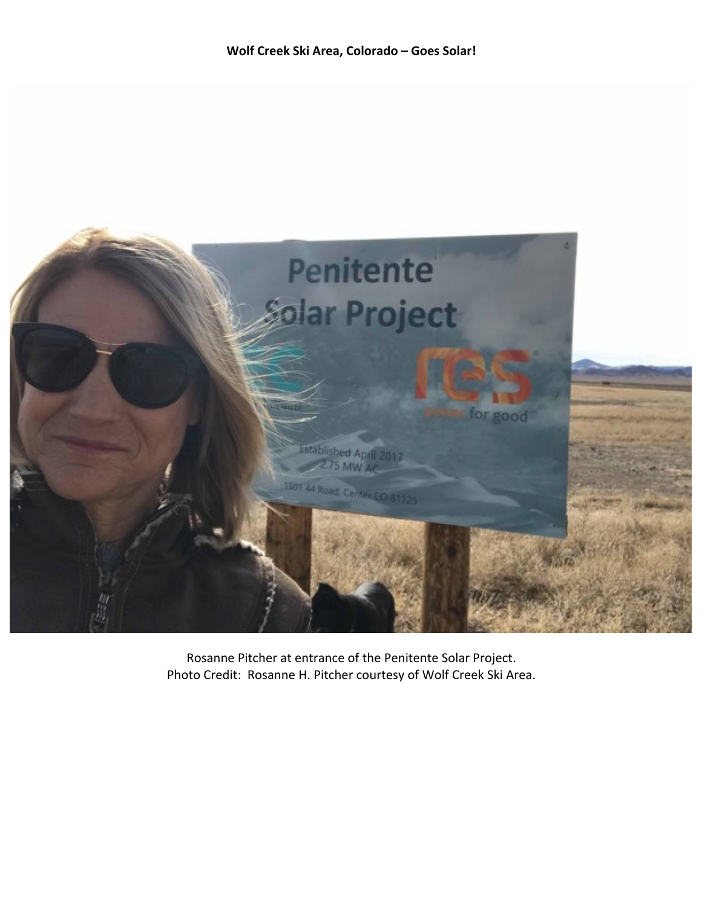**Wolf Creek Ski Area, Colorado – Goes Solar!**

Rosanne Pitcher at entrance of the Penitente Solar Project.
Photo Credit: Rosanne H. Pitcher courtesy of Wolf Creek Ski Area.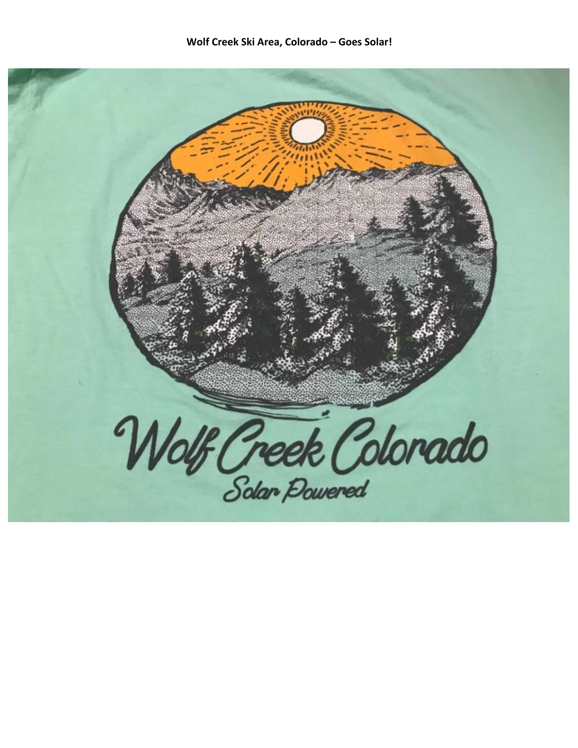**Wolf Creek Ski Area, Colorado – Goes Solar!**